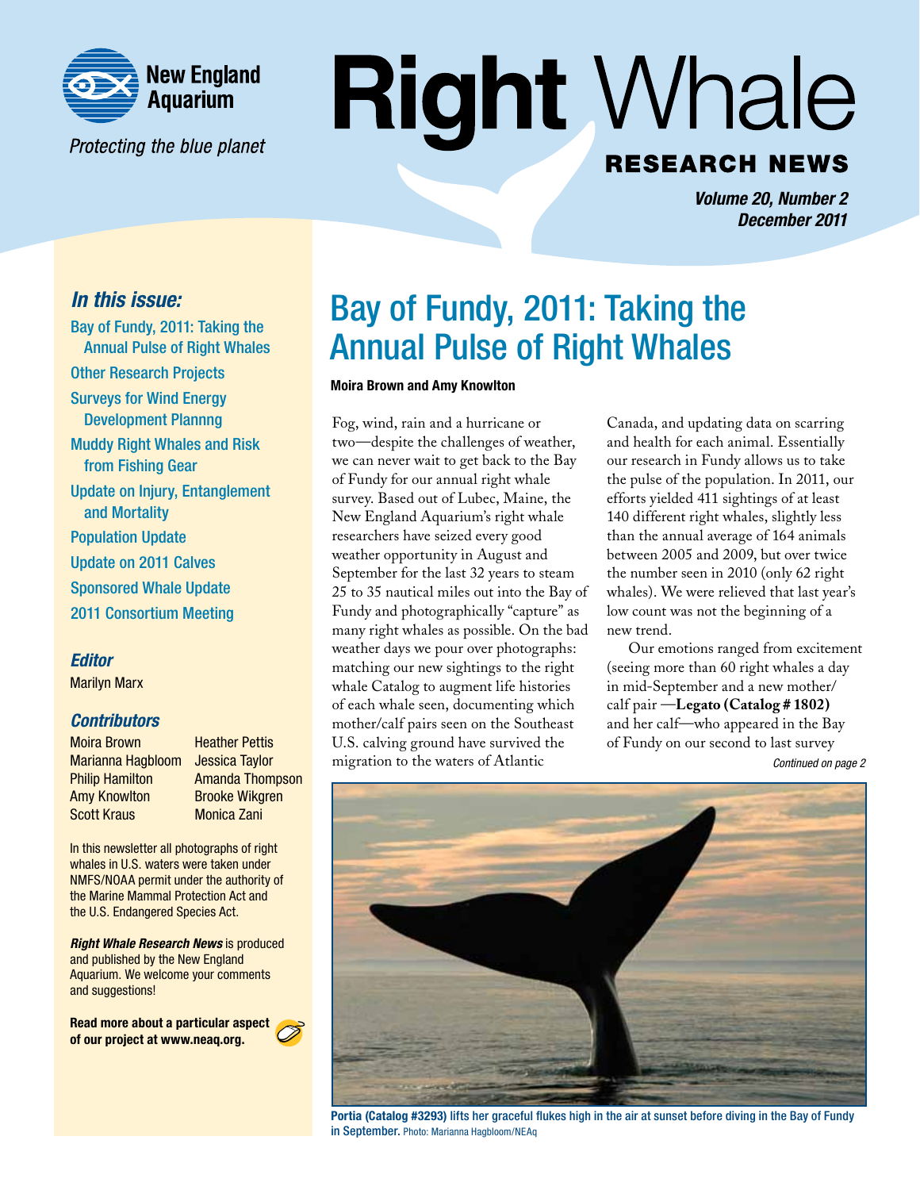New England Aquarium

*Protecting the blue planet*

# Right Whale RESEARCH NEWS

***Volume 20, Number 2***
***December 2011***

### *In this issue:*

- Bay of Fundy, 2011: Taking the Annual Pulse of Right Whales
- Other Research Projects
- Surveys for Wind Energy Development Plannng
- Muddy Right Whales and Risk from Fishing Gear
- Update on Injury, Entanglement and Mortality
- Population Update
- Update on 2011 Calves
- Sponsored Whale Update
- 2011 Consortium Meeting

### *Editor*

Marilyn Marx

### *Contributors*

Moira Brown
Marianna Hagbloom
Philip Hamilton
Amy Knowlton
Scott Kraus
Heather Pettis
Jessica Taylor
Amanda Thompson
Brooke Wikgren
Monica Zani

In this newsletter all photographs of right whales in U.S. waters were taken under NMFS/NOAA permit under the authority of the Marine Mammal Protection Act and the U.S. Endangered Species Act.

***Right Whale Research News*** is produced and published by the New England Aquarium. We welcome your comments and suggestions!

**Read more about a particular aspect of our project at www.neaq.org.**

# Bay of Fundy, 2011: Taking the Annual Pulse of Right Whales

**Moira Brown and Amy Knowlton**

Fog, wind, rain and a hurricane or two—despite the challenges of weather, we can never wait to get back to the Bay of Fundy for our annual right whale survey. Based out of Lubec, Maine, the New England Aquarium's right whale researchers have seized every good weather opportunity in August and September for the last 32 years to steam 25 to 35 nautical miles out into the Bay of Fundy and photographically "capture" as many right whales as possible. On the bad weather days we pour over photographs: matching our new sightings to the right whale Catalog to augment life histories of each whale seen, documenting which mother/calf pairs seen on the Southeast U.S. calving ground have survived the migration to the waters of Atlantic Canada, and updating data on scarring and health for each animal. Essentially our research in Fundy allows us to take the pulse of the population. In 2011, our efforts yielded 411 sightings of at least 140 different right whales, slightly less than the annual average of 164 animals between 2005 and 2009, but over twice the number seen in 2010 (only 62 right whales). We were relieved that last year's low count was not the beginning of a new trend.

Our emotions ranged from excitement (seeing more than 60 right whales a day in mid-September and a new mother/calf pair —**Legato (Catalog # 1802)** and her calf—who appeared in the Bay of Fundy on our second to last survey

*Continued on page 2*

**Portia (Catalog #3293) lifts her graceful flukes high in the air at sunset before diving in the Bay of Fundy in September.** Photo: Marianna Hagbloom/NEAq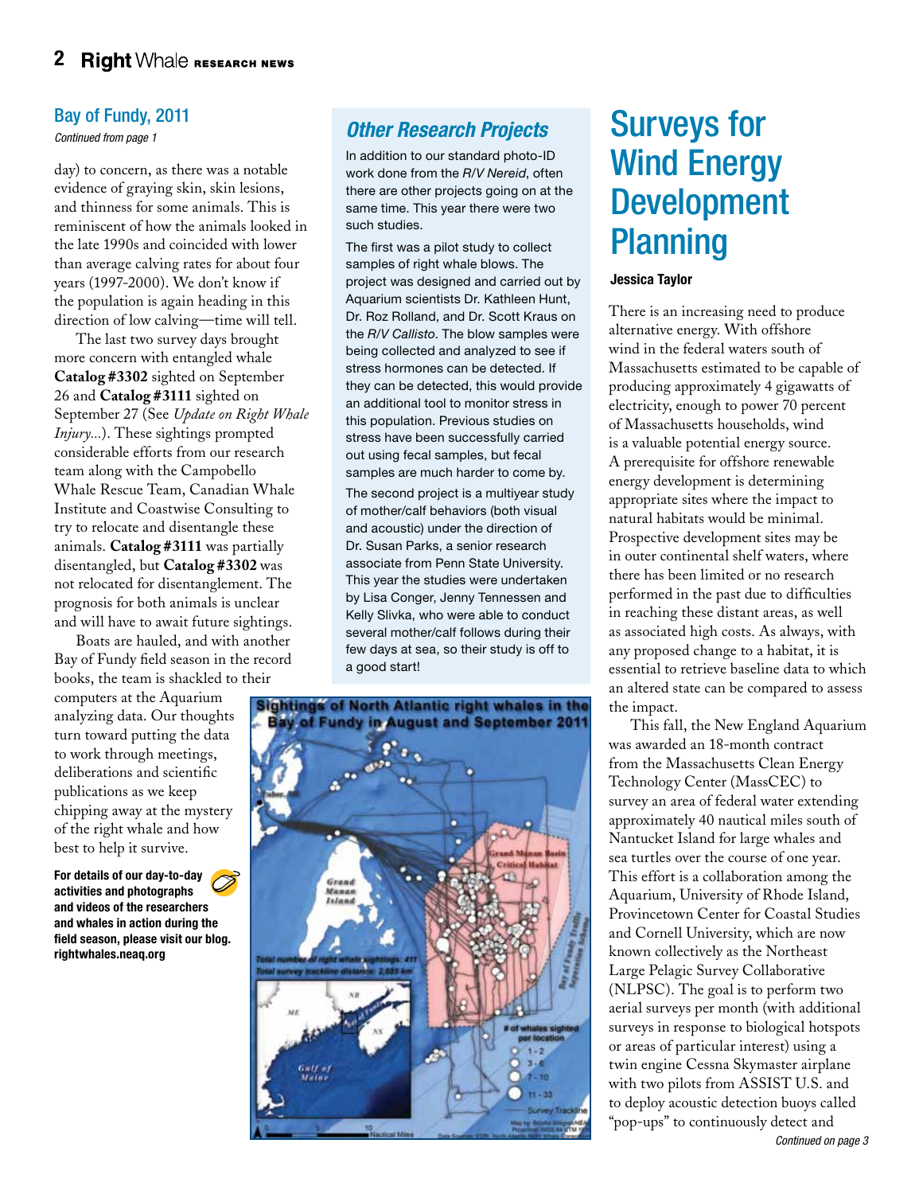## Bay of Fundy, 2011

*Continued from page 1*

day) to concern, as there was a notable evidence of graying skin, skin lesions, and thinness for some animals. This is reminiscent of how the animals looked in the late 1990s and coincided with lower than average calving rates for about four years (1997-2000). We don't know if the population is again heading in this direction of low calving—time will tell.

The last two survey days brought more concern with entangled whale **Catalog #3302** sighted on September 26 and **Catalog #3111** sighted on September 27 (See *Update on Right Whale Injury...*). These sightings prompted considerable efforts from our research team along with the Campobello Whale Rescue Team, Canadian Whale Institute and Coastwise Consulting to try to relocate and disentangle these animals. **Catalog #3111** was partially disentangled, but **Catalog #3302** was not relocated for disentanglement. The prognosis for both animals is unclear and will have to await future sightings.

Boats are hauled, and with another Bay of Fundy field season in the record books, the team is shackled to their computers at the Aquarium analyzing data. Our thoughts turn toward putting the data to work through meetings, deliberations and scientific publications as we keep chipping away at the mystery of the right whale and how best to help it survive.

**For details of our day-to-day activities and photographs and videos of the researchers and whales in action during the field season, please visit our blog. rightwhales.neaq.org**

### *Other Research Projects*

In addition to our standard photo-ID work done from the *R/V Nereid*, often there are other projects going on at the same time. This year there were two such studies.

The first was a pilot study to collect samples of right whale blows. The project was designed and carried out by Aquarium scientists Dr. Kathleen Hunt, Dr. Roz Rolland, and Dr. Scott Kraus on the *R/V Callisto*. The blow samples were being collected and analyzed to see if stress hormones can be detected. If they can be detected, this would provide an additional tool to monitor stress in this population. Previous studies on stress have been successfully carried out using fecal samples, but fecal samples are much harder to come by.

The second project is a multiyear study of mother/calf behaviors (both visual and acoustic) under the direction of Dr. Susan Parks, a senior research associate from Penn State University. This year the studies were undertaken by Lisa Conger, Jenny Tennessen and Kelly Slivka, who were able to conduct several mother/calf follows during their few days at sea, so their study is off to a good start!

**Sightings of North Atlantic right whales in the Bay of Fundy in August and September 2011**

Total number of right whale sightings: 411
Total survey trackline distance: 2,685 km

# Surveys for Wind Energy Development Planning

**Jessica Taylor**

There is an increasing need to produce alternative energy. With offshore wind in the federal waters south of Massachusetts estimated to be capable of producing approximately 4 gigawatts of electricity, enough to power 70 percent of Massachusetts households, wind is a valuable potential energy source. A prerequisite for offshore renewable energy development is determining appropriate sites where the impact to natural habitats would be minimal. Prospective development sites may be in outer continental shelf waters, where there has been limited or no research performed in the past due to difficulties in reaching these distant areas, as well as associated high costs. As always, with any proposed change to a habitat, it is essential to retrieve baseline data to which an altered state can be compared to assess the impact.

This fall, the New England Aquarium was awarded an 18-month contract from the Massachusetts Clean Energy Technology Center (MassCEC) to survey an area of federal water extending approximately 40 nautical miles south of Nantucket Island for large whales and sea turtles over the course of one year. This effort is a collaboration among the Aquarium, University of Rhode Island, Provincetown Center for Coastal Studies and Cornell University, which are now known collectively as the Northeast Large Pelagic Survey Collaborative (NLPSC). The goal is to perform two aerial surveys per month (with additional surveys in response to biological hotspots or areas of particular interest) using a twin engine Cessna Skymaster airplane with two pilots from ASSIST U.S. and to deploy acoustic detection buoys called "pop-ups" to continuously detect and

*Continued on page 3*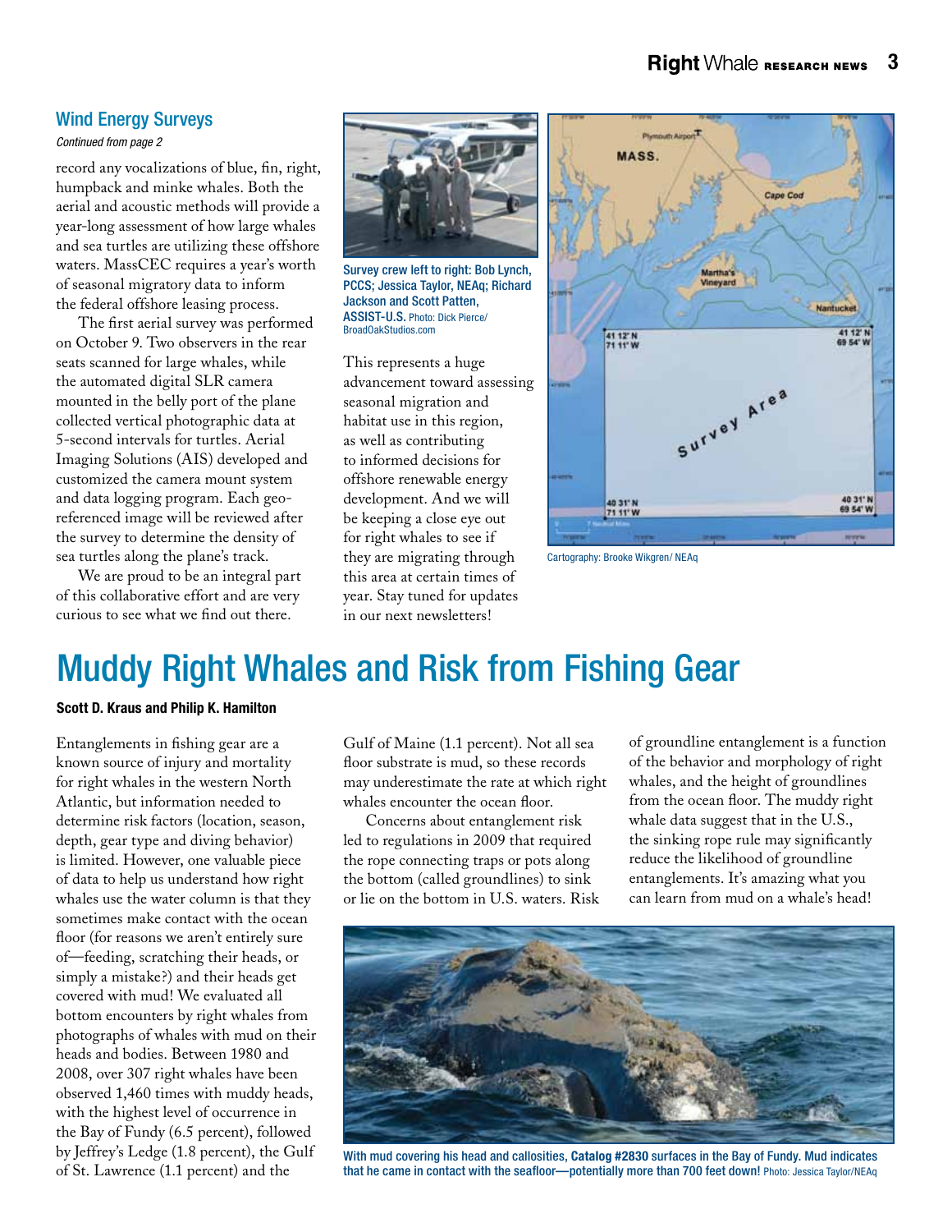## Wind Energy Surveys

*Continued from page 2*

record any vocalizations of blue, fin, right, humpback and minke whales. Both the aerial and acoustic methods will provide a year-long assessment of how large whales and sea turtles are utilizing these offshore waters. MassCEC requires a year's worth of seasonal migratory data to inform the federal offshore leasing process.

The first aerial survey was performed on October 9. Two observers in the rear seats scanned for large whales, while the automated digital SLR camera mounted in the belly port of the plane collected vertical photographic data at 5-second intervals for turtles. Aerial Imaging Solutions (AIS) developed and customized the camera mount system and data logging program. Each geo-referenced image will be reviewed after the survey to determine the density of sea turtles along the plane's track.

We are proud to be an integral part of this collaborative effort and are very curious to see what we find out there.

Survey crew left to right: Bob Lynch, PCCS; Jessica Taylor, NEAq; Richard Jackson and Scott Patten, ASSIST-U.S. Photo: Dick Pierce/ BroadOakStudios.com

This represents a huge advancement toward assessing seasonal migration and habitat use in this region, as well as contributing to informed decisions for offshore renewable energy development. And we will be keeping a close eye out for right whales to see if they are migrating through this area at certain times of year. Stay tuned for updates in our next newsletters!

Cartography: Brooke Wikgren/ NEAq

# Muddy Right Whales and Risk from Fishing Gear

**Scott D. Kraus and Philip K. Hamilton**

Entanglements in fishing gear are a known source of injury and mortality for right whales in the western North Atlantic, but information needed to determine risk factors (location, season, depth, gear type and diving behavior) is limited. However, one valuable piece of data to help us understand how right whales use the water column is that they sometimes make contact with the ocean floor (for reasons we aren't entirely sure of—feeding, scratching their heads, or simply a mistake?) and their heads get covered with mud! We evaluated all bottom encounters by right whales from photographs of whales with mud on their heads and bodies. Between 1980 and 2008, over 307 right whales have been observed 1,460 times with muddy heads, with the highest level of occurrence in the Bay of Fundy (6.5 percent), followed by Jeffrey's Ledge (1.8 percent), the Gulf of St. Lawrence (1.1 percent) and the Gulf of Maine (1.1 percent). Not all sea floor substrate is mud, so these records may underestimate the rate at which right whales encounter the ocean floor.

Concerns about entanglement risk led to regulations in 2009 that required the rope connecting traps or pots along the bottom (called groundlines) to sink or lie on the bottom in U.S. waters. Risk of groundline entanglement is a function of the behavior and morphology of right whales, and the height of groundlines from the ocean floor. The muddy right whale data suggest that in the U.S., the sinking rope rule may significantly reduce the likelihood of groundline entanglements. It's amazing what you can learn from mud on a whale's head!

With mud covering his head and callosities, **Catalog #2830** surfaces in the Bay of Fundy. Mud indicates that he came in contact with the seafloor—potentially more than 700 feet down! Photo: Jessica Taylor/NEAq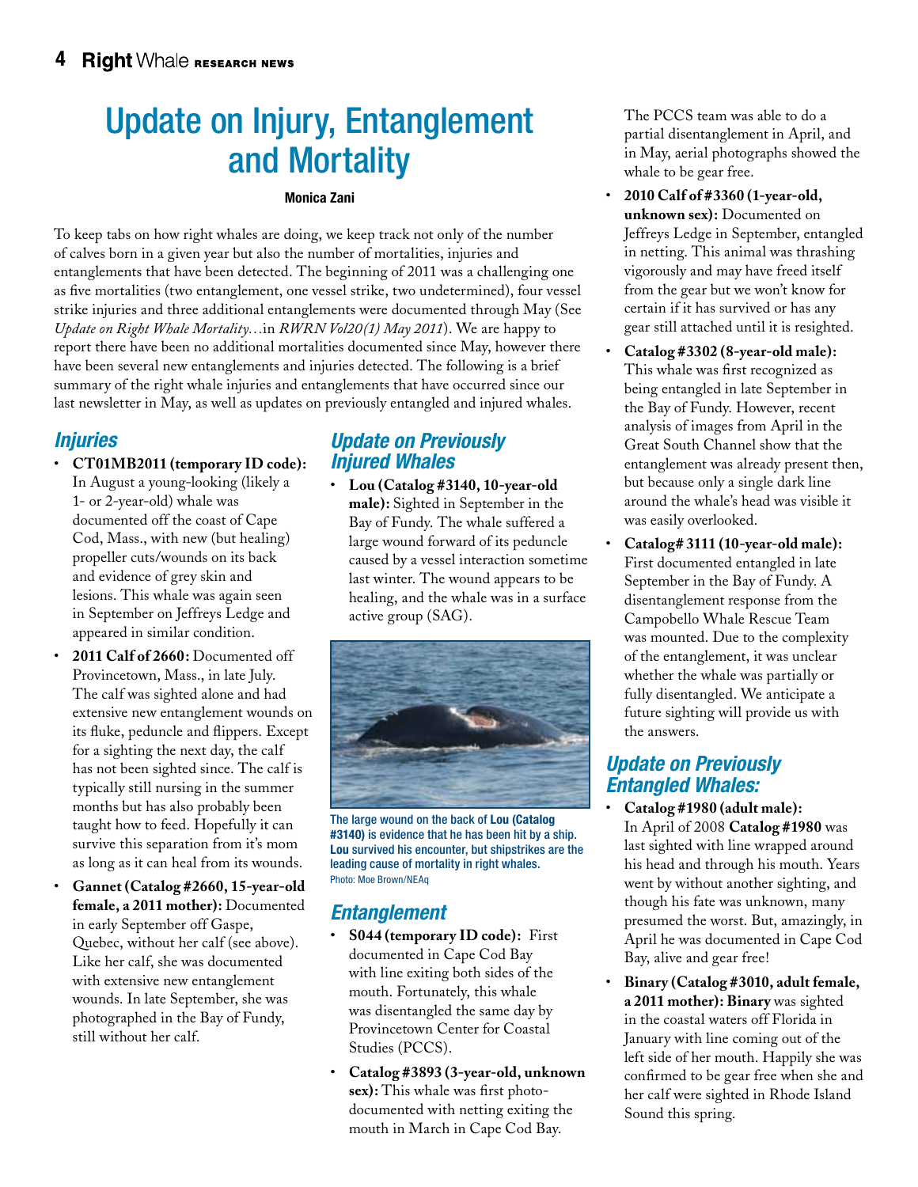# Update on Injury, Entanglement and Mortality

**Monica Zani**

To keep tabs on how right whales are doing, we keep track not only of the number of calves born in a given year but also the number of mortalities, injuries and entanglements that have been detected. The beginning of 2011 was a challenging one as five mortalities (two entanglement, one vessel strike, two undetermined), four vessel strike injuries and three additional entanglements were documented through May (See *Update on Right Whale Mortality…*in *RWRN Vol20(1) May 2011*). We are happy to report there have been no additional mortalities documented since May, however there have been several new entanglements and injuries detected. The following is a brief summary of the right whale injuries and entanglements that have occurred since our last newsletter in May, as well as updates on previously entangled and injured whales.

## Injuries

- **CT01MB2011 (temporary ID code):** In August a young-looking (likely a 1- or 2-year-old) whale was documented off the coast of Cape Cod, Mass., with new (but healing) propeller cuts/wounds on its back and evidence of grey skin and lesions. This whale was again seen in September on Jeffreys Ledge and appeared in similar condition.
- **2011 Calf of 2660:** Documented off Provincetown, Mass., in late July. The calf was sighted alone and had extensive new entanglement wounds on its fluke, peduncle and flippers. Except for a sighting the next day, the calf has not been sighted since. The calf is typically still nursing in the summer months but has also probably been taught how to feed. Hopefully it can survive this separation from it's mom as long as it can heal from its wounds.
- **Gannet (Catalog #2660, 15-year-old female, a 2011 mother):** Documented in early September off Gaspe, Quebec, without her calf (see above). Like her calf, she was documented with extensive new entanglement wounds. In late September, she was photographed in the Bay of Fundy, still without her calf.

## Update on Previously Injured Whales

- **Lou (Catalog #3140, 10-year-old male):** Sighted in September in the Bay of Fundy. The whale suffered a large wound forward of its peduncle caused by a vessel interaction sometime last winter. The wound appears to be healing, and the whale was in a surface active group (SAG).

The large wound on the back of **Lou (Catalog #3140)** is evidence that he has been hit by a ship. **Lou** survived his encounter, but shipstrikes are the leading cause of mortality in right whales.
Photo: Moe Brown/NEAq

## Entanglement

- **S044 (temporary ID code):** First documented in Cape Cod Bay with line exiting both sides of the mouth. Fortunately, this whale was disentangled the same day by Provincetown Center for Coastal Studies (PCCS).
- **Catalog #3893 (3-year-old, unknown sex):** This whale was first photo-documented with netting exiting the mouth in March in Cape Cod Bay. The PCCS team was able to do a partial disentanglement in April, and in May, aerial photographs showed the whale to be gear free.
- **2010 Calf of #3360 (1-year-old, unknown sex):** Documented on Jeffreys Ledge in September, entangled in netting. This animal was thrashing vigorously and may have freed itself from the gear but we won't know for certain if it has survived or has any gear still attached until it is resighted.
- **Catalog #3302 (8-year-old male):** This whale was first recognized as being entangled in late September in the Bay of Fundy. However, recent analysis of images from April in the Great South Channel show that the entanglement was already present then, but because only a single dark line around the whale's head was visible it was easily overlooked.
- **Catalog# 3111 (10-year-old male):** First documented entangled in late September in the Bay of Fundy. A disentanglement response from the Campobello Whale Rescue Team was mounted. Due to the complexity of the entanglement, it was unclear whether the whale was partially or fully disentangled. We anticipate a future sighting will provide us with the answers.

## Update on Previously Entangled Whales:

- **Catalog #1980 (adult male):** In April of 2008 **Catalog #1980** was last sighted with line wrapped around his head and through his mouth. Years went by without another sighting, and though his fate was unknown, many presumed the worst. But, amazingly, in April he was documented in Cape Cod Bay, alive and gear free!
- **Binary (Catalog #3010, adult female, a 2011 mother): Binary** was sighted in the coastal waters off Florida in January with line coming out of the left side of her mouth. Happily she was confirmed to be gear free when she and her calf were sighted in Rhode Island Sound this spring.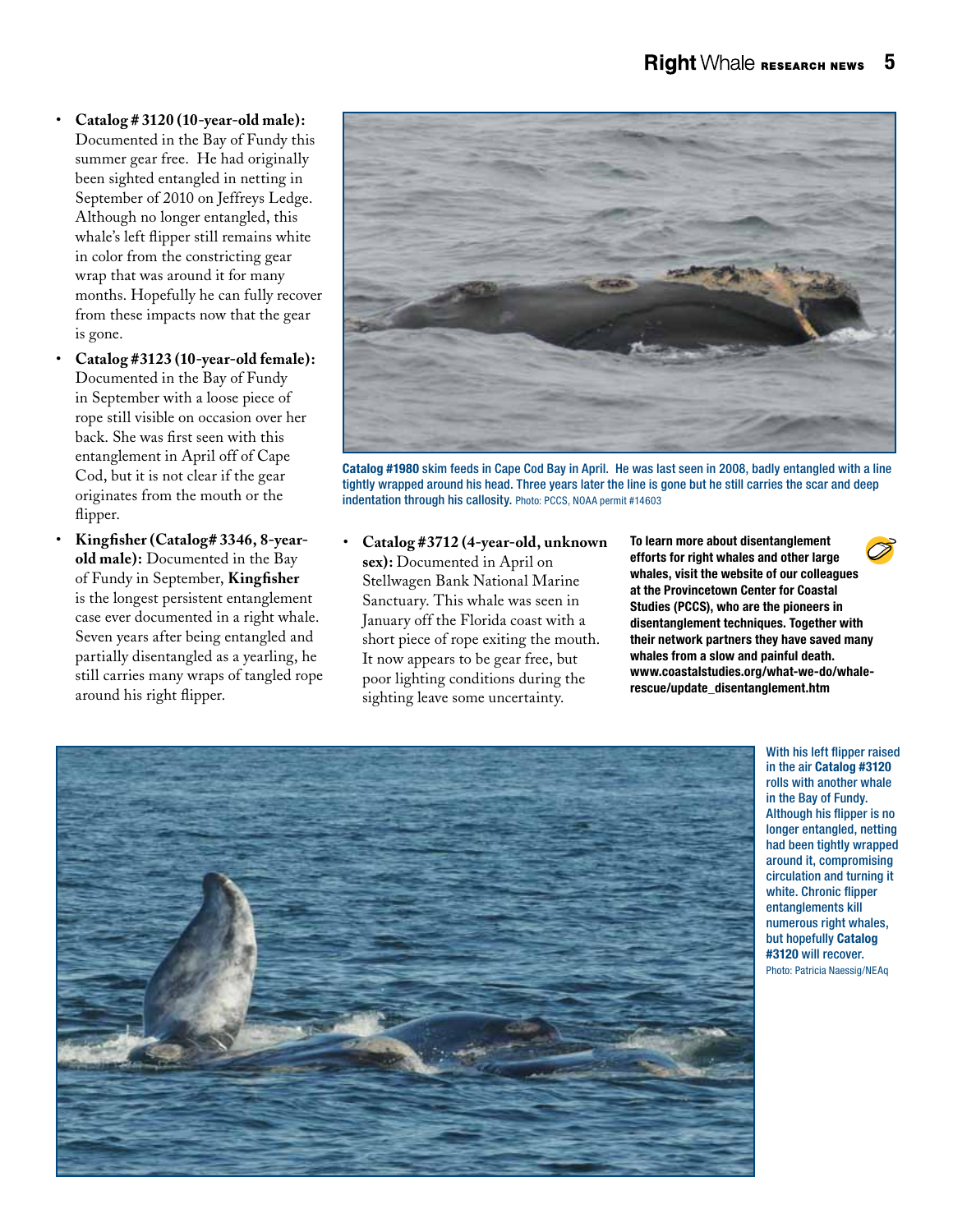- **Catalog # 3120 (10-year-old male):** Documented in the Bay of Fundy this summer gear free. He had originally been sighted entangled in netting in September of 2010 on Jeffreys Ledge. Although no longer entangled, this whale's left flipper still remains white in color from the constricting gear wrap that was around it for many months. Hopefully he can fully recover from these impacts now that the gear is gone.
- **Catalog #3123 (10-year-old female):** Documented in the Bay of Fundy in September with a loose piece of rope still visible on occasion over her back. She was first seen with this entanglement in April off of Cape Cod, but it is not clear if the gear originates from the mouth or the flipper.
- **Kingfisher (Catalog# 3346, 8-year-old male):** Documented in the Bay of Fundy in September, **Kingfisher** is the longest persistent entanglement case ever documented in a right whale. Seven years after being entangled and partially disentangled as a yearling, he still carries many wraps of tangled rope around his right flipper.

**Catalog #1980** skim feeds in Cape Cod Bay in April. He was last seen in 2008, badly entangled with a line tightly wrapped around his head. Three years later the line is gone but he still carries the scar and deep indentation through his callosity. Photo: PCCS, NOAA permit #14603

- **Catalog #3712 (4-year-old, unknown sex):** Documented in April on Stellwagen Bank National Marine Sanctuary. This whale was seen in January off the Florida coast with a short piece of rope exiting the mouth. It now appears to be gear free, but poor lighting conditions during the sighting leave some uncertainty.

**To learn more about disentanglement efforts for right whales and other large whales, visit the website of our colleagues at the Provincetown Center for Coastal Studies (PCCS), who are the pioneers in disentanglement techniques. Together with their network partners they have saved many whales from a slow and painful death. www.coastalstudies.org/what-we-do/whale-rescue/update_disentanglement.htm**

With his left flipper raised in the air **Catalog #3120** rolls with another whale in the Bay of Fundy. Although his flipper is no longer entangled, netting had been tightly wrapped around it, compromising circulation and turning it white. Chronic flipper entanglements kill numerous right whales, but hopefully **Catalog #3120** will recover. Photo: Patricia Naessig/NEAq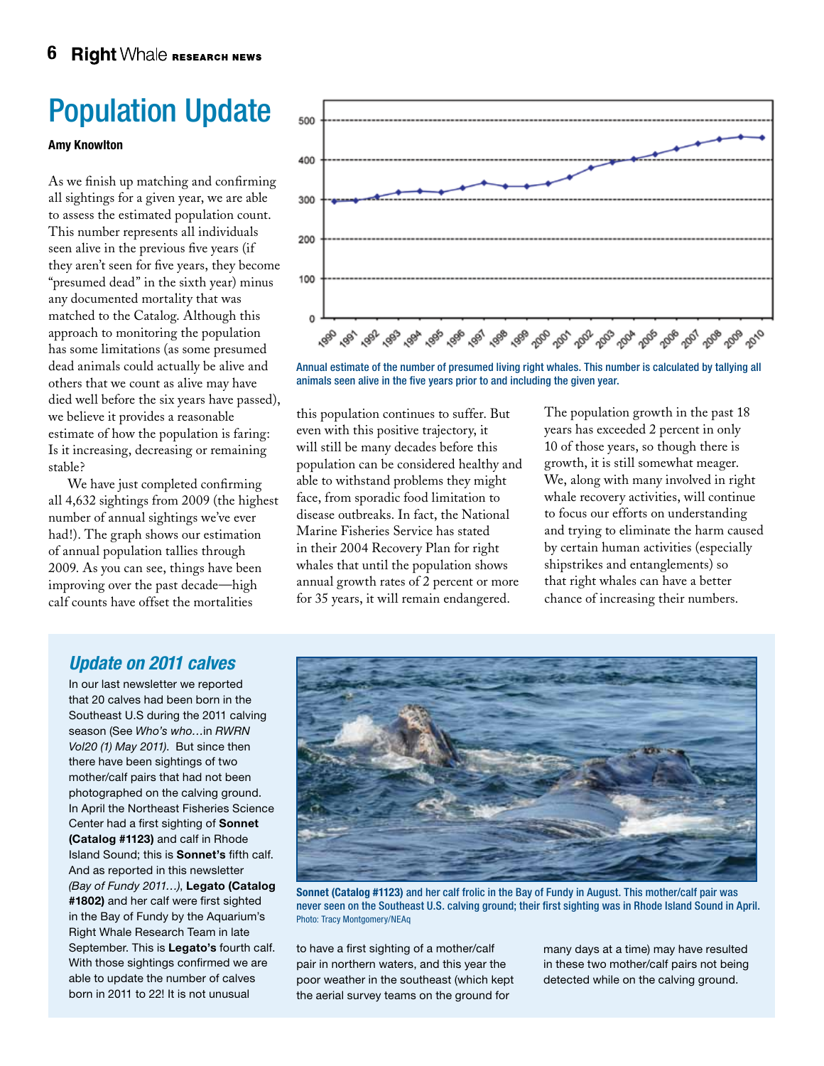# Population Update

**Amy Knowlton**

As we finish up matching and confirming all sightings for a given year, we are able to assess the estimated population count. This number represents all individuals seen alive in the previous five years (if they aren't seen for five years, they become "presumed dead" in the sixth year) minus any documented mortality that was matched to the Catalog. Although this approach to monitoring the population has some limitations (as some presumed dead animals could actually be alive and others that we count as alive may have died well before the six years have passed), we believe it provides a reasonable estimate of how the population is faring: Is it increasing, decreasing or remaining stable?

We have just completed confirming all 4,632 sightings from 2009 (the highest number of annual sightings we've ever had!). The graph shows our estimation of annual population tallies through 2009. As you can see, things have been improving over the past decade—high calf counts have offset the mortalities this population continues to suffer. But even with this positive trajectory, it will still be many decades before this population can be considered healthy and able to withstand problems they might face, from sporadic food limitation to disease outbreaks. In fact, the National Marine Fisheries Service has stated in their 2004 Recovery Plan for right whales that until the population shows annual growth rates of 2 percent or more for 35 years, it will remain endangered.

Annual estimate of the number of presumed living right whales. This number is calculated by tallying all animals seen alive in the five years prior to and including the given year.

The population growth in the past 18 years has exceeded 2 percent in only 10 of those years, so though there is growth, it is still somewhat meager. We, along with many involved in right whale recovery activities, will continue to focus our efforts on understanding and trying to eliminate the harm caused by certain human activities (especially shipstrikes and entanglements) so that right whales can have a better chance of increasing their numbers.

## *Update on 2011 calves*

In our last newsletter we reported that 20 calves had been born in the Southeast U.S during the 2011 calving season (See *Who's who…*in *RWRN Vol20 (1) May 2011)*. But since then there have been sightings of two mother/calf pairs that had not been photographed on the calving ground. In April the Northeast Fisheries Science Center had a first sighting of **Sonnet (Catalog #1123)** and calf in Rhode Island Sound; this is **Sonnet's** fifth calf. And as reported in this newsletter *(Bay of Fundy 2011…)*, **Legato (Catalog #1802)** and her calf were first sighted in the Bay of Fundy by the Aquarium's Right Whale Research Team in late September. This is **Legato's** fourth calf. With those sightings confirmed we are able to update the number of calves born in 2011 to 22! It is not unusual to have a first sighting of a mother/calf pair in northern waters, and this year the poor weather in the southeast (which kept the aerial survey teams on the ground for many days at a time) may have resulted in these two mother/calf pairs not being detected while on the calving ground.

**Sonnet (Catalog #1123)** and her calf frolic in the Bay of Fundy in August. This mother/calf pair was never seen on the Southeast U.S. calving ground; their first sighting was in Rhode Island Sound in April. Photo: Tracy Montgomery/NEAq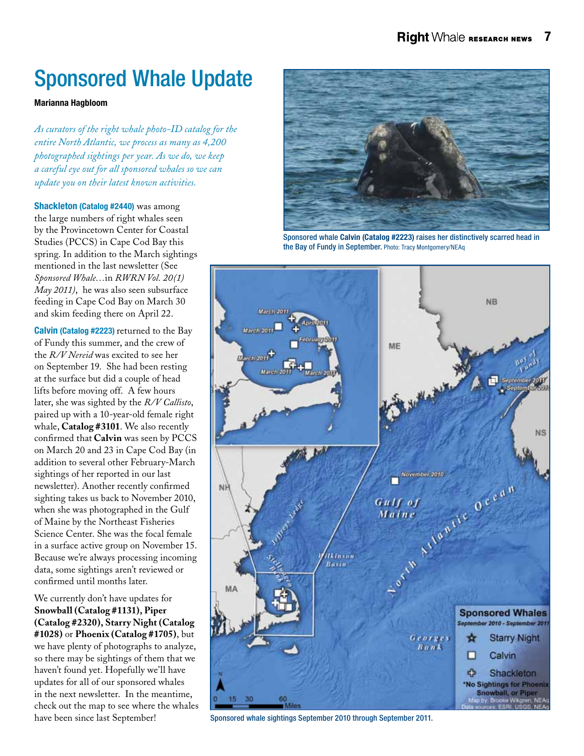# Sponsored Whale Update

**Marianna Hagbloom**

*As curators of the right whale photo-ID catalog for the entire North Atlantic, we process as many as 4,200 photographed sightings per year. As we do, we keep a careful eye out for all sponsored whales so we can update you on their latest known activities.*

**Shackleton (Catalog #2440)** was among the large numbers of right whales seen by the Provincetown Center for Coastal Studies (PCCS) in Cape Cod Bay this spring. In addition to the March sightings mentioned in the last newsletter (See *Sponsored Whale…*in *RWRN Vol. 20(1) May 2011)*, he was also seen subsurface feeding in Cape Cod Bay on March 30 and skim feeding there on April 22.

**Calvin (Catalog #2223)** returned to the Bay of Fundy this summer, and the crew of the *R/V Nereid* was excited to see her on September 19. She had been resting at the surface but did a couple of head lifts before moving off. A few hours later, she was sighted by the *R/V Callisto*, paired up with a 10-year-old female right whale, **Catalog #3101**. We also recently confirmed that **Calvin** was seen by PCCS on March 20 and 23 in Cape Cod Bay (in addition to several other February-March sightings of her reported in our last newsletter). Another recently confirmed sighting takes us back to November 2010, when she was photographed in the Gulf of Maine by the Northeast Fisheries Science Center. She was the focal female in a surface active group on November 15. Because we're always processing incoming data, some sightings aren't reviewed or confirmed until months later.

We currently don't have updates for **Snowball (Catalog #1131), Piper (Catalog #2320), Starry Night (Catalog #1028)** or **Phoenix (Catalog #1705)**, but we have plenty of photographs to analyze, so there may be sightings of them that we haven't found yet. Hopefully we'll have updates for all of our sponsored whales in the next newsletter. In the meantime, check out the map to see where the whales have been since last September!

Sponsored whale **Calvin (Catalog #2223)** raises her distinctively scarred head in the Bay of Fundy in September. Photo: Tracy Montgomery/NEAq

Sponsored whale sightings September 2010 through September 2011.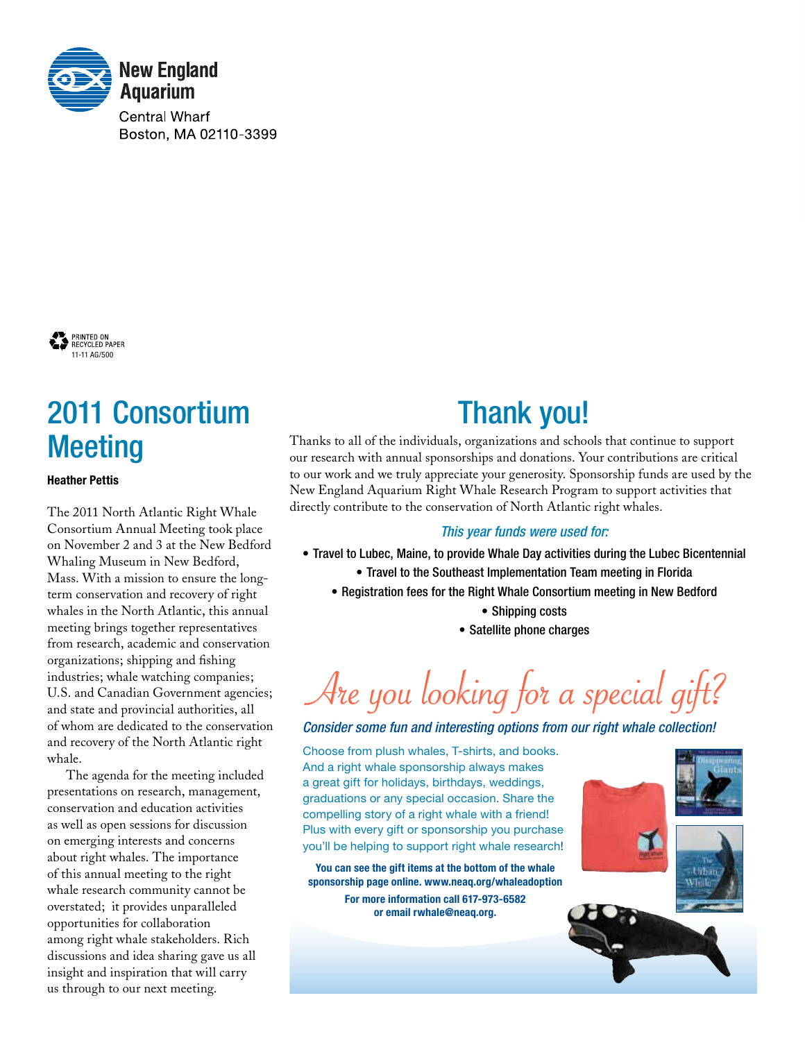**New England Aquarium**
Central Wharf
Boston, MA 02110-3399

PRINTED ON RECYCLED PAPER
11-11 AG/500

## 2011 Consortium Meeting

**Heather Pettis**

The 2011 North Atlantic Right Whale Consortium Annual Meeting took place on November 2 and 3 at the New Bedford Whaling Museum in New Bedford, Mass. With a mission to ensure the long-term conservation and recovery of right whales in the North Atlantic, this annual meeting brings together representatives from research, academic and conservation organizations; shipping and fishing industries; whale watching companies; U.S. and Canadian Government agencies; and state and provincial authorities, all of whom are dedicated to the conservation and recovery of the North Atlantic right whale.

The agenda for the meeting included presentations on research, management, conservation and education activities as well as open sessions for discussion on emerging interests and concerns about right whales. The importance of this annual meeting to the right whale research community cannot be overstated; it provides unparalleled opportunities for collaboration among right whale stakeholders. Rich discussions and idea sharing gave us all insight and inspiration that will carry us through to our next meeting.

## Thank you!

Thanks to all of the individuals, organizations and schools that continue to support our research with annual sponsorships and donations. Your contributions are critical to our work and we truly appreciate your generosity. Sponsorship funds are used by the New England Aquarium Right Whale Research Program to support activities that directly contribute to the conservation of North Atlantic right whales.

*This year funds were used for:*

- Travel to Lubec, Maine, to provide Whale Day activities during the Lubec Bicentennial
- Travel to the Southeast Implementation Team meeting in Florida
- Registration fees for the Right Whale Consortium meeting in New Bedford
- Shipping costs
- Satellite phone charges

## *Are you looking for a special gift?*

*Consider some fun and interesting options from our right whale collection!*

Choose from plush whales, T-shirts, and books. And a right whale sponsorship always makes a great gift for holidays, birthdays, weddings, graduations or any special occasion. Share the compelling story of a right whale with a friend! Plus with every gift or sponsorship you purchase you'll be helping to support right whale research!

**You can see the gift items at the bottom of the whale sponsorship page online. www.neaq.org/whaleadoption**

**For more information call 617-973-6582 or email rwhale@neaq.org.**